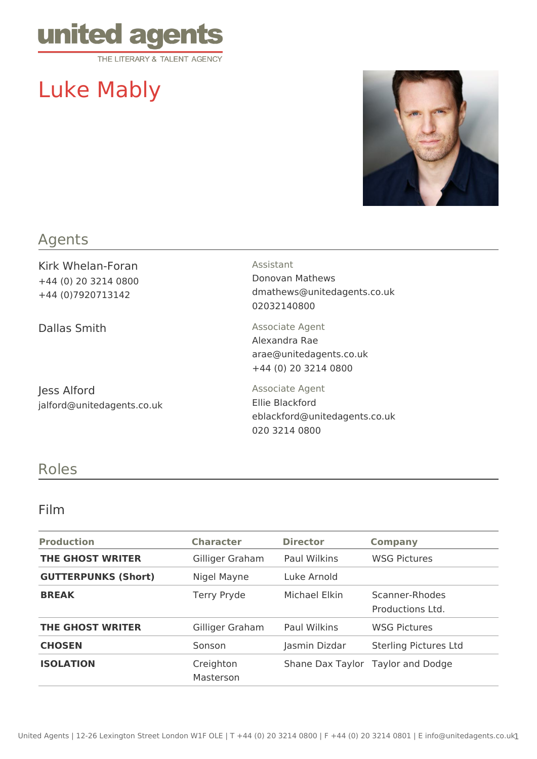united agents
THE LITERARY & TALENT AGENCY

# Luke Mably

## Agents

Kirk Whelan-Foran
+44 (0) 20 3214 0800
+44 (0)7920713142

Assistant
Donovan Mathews
dmathews@unitedagents.co.uk
02032140800

Dallas Smith

Associate Agent
Alexandra Rae
arae@unitedagents.co.uk
+44 (0) 20 3214 0800

Jess Alford
jalford@unitedagents.co.uk

Associate Agent
Ellie Blackford
eblackford@unitedagents.co.uk
020 3214 0800

## Roles

### Film

| Production | Character | Director | Company |
|---|---|---|---|
| **THE GHOST WRITER** | Gilliger Graham | Paul Wilkins | WSG Pictures |
| **GUTTERPUNKS (Short)** | Nigel Mayne | Luke Arnold | |
| **BREAK** | Terry Pryde | Michael Elkin | Scanner-Rhodes Productions Ltd. |
| **THE GHOST WRITER** | Gilliger Graham | Paul Wilkins | WSG Pictures |
| **CHOSEN** | Sonson | Jasmin Dizdar | Sterling Pictures Ltd |
| **ISOLATION** | Creighton Masterson | Shane Dax Taylor | Taylor and Dodge |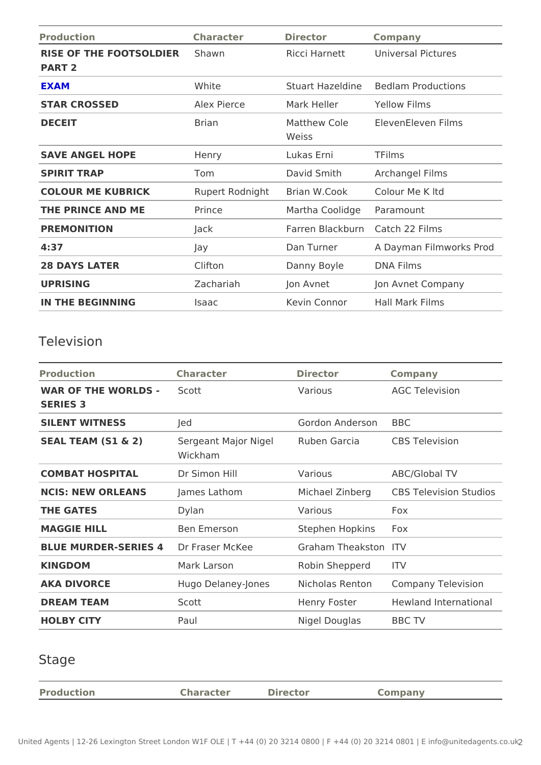| Production | Character | Director | Company |
|---|---|---|---|
| **RISE OF THE FOOTSOLDIER PART 2** | Shawn | Ricci Harnett | Universal Pictures |
| **EXAM** | White | Stuart Hazeldine | Bedlam Productions |
| **STAR CROSSED** | Alex Pierce | Mark Heller | Yellow Films |
| **DECEIT** | Brian | Matthew Cole Weiss | ElevenEleven Films |
| **SAVE ANGEL HOPE** | Henry | Lukas Erni | TFilms |
| **SPIRIT TRAP** | Tom | David Smith | Archangel Films |
| **COLOUR ME KUBRICK** | Rupert Rodnight | Brian W.Cook | Colour Me K ltd |
| **THE PRINCE AND ME** | Prince | Martha Coolidge | Paramount |
| **PREMONITION** | Jack | Farren Blackburn | Catch 22 Films |
| **4:37** | Jay | Dan Turner | A Dayman Filmworks Prod |
| **28 DAYS LATER** | Clifton | Danny Boyle | DNA Films |
| **UPRISING** | Zachariah | Jon Avnet | Jon Avnet Company |
| **IN THE BEGINNING** | Isaac | Kevin Connor | Hall Mark Films |

## Television

| Production | Character | Director | Company |
|---|---|---|---|
| **WAR OF THE WORLDS - SERIES 3** | Scott | Various | AGC Television |
| **SILENT WITNESS** | Jed | Gordon Anderson | BBC |
| **SEAL TEAM (S1 & 2)** | Sergeant Major Nigel Wickham | Ruben Garcia | CBS Television |
| **COMBAT HOSPITAL** | Dr Simon Hill | Various | ABC/Global TV |
| **NCIS: NEW ORLEANS** | James Lathom | Michael Zinberg | CBS Television Studios |
| **THE GATES** | Dylan | Various | Fox |
| **MAGGIE HILL** | Ben Emerson | Stephen Hopkins | Fox |
| **BLUE MURDER-SERIES 4** | Dr Fraser McKee | Graham Theakston | ITV |
| **KINGDOM** | Mark Larson | Robin Shepperd | ITV |
| **AKA DIVORCE** | Hugo Delaney-Jones | Nicholas Renton | Company Television |
| **DREAM TEAM** | Scott | Henry Foster | Hewland International |
| **HOLBY CITY** | Paul | Nigel Douglas | BBC TV |

## Stage

| Production | Character | Director | Company |
|---|---|---|---|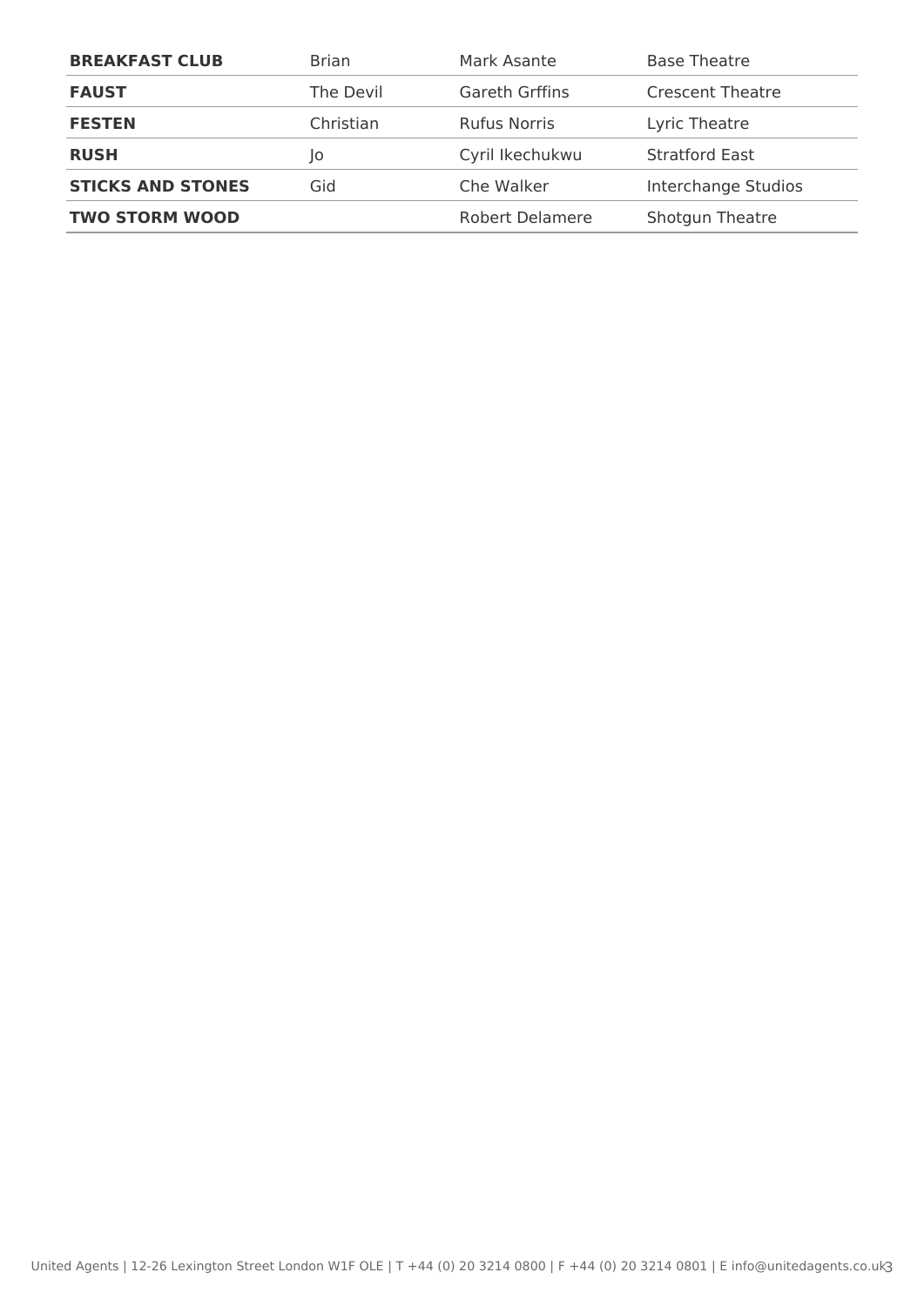| | | | |
|---|---|---|---|
| **BREAKFAST CLUB** | Brian | Mark Asante | Base Theatre |
| **FAUST** | The Devil | Gareth Grffins | Crescent Theatre |
| **FESTEN** | Christian | Rufus Norris | Lyric Theatre |
| **RUSH** | Jo | Cyril Ikechukwu | Stratford East |
| **STICKS AND STONES** | Gid | Che Walker | Interchange Studios |
| **TWO STORM WOOD** | | Robert Delamere | Shotgun Theatre |

United Agents | 12-26 Lexington Street London W1F OLE | T +44 (0) 20 3214 0800 | F +44 (0) 20 3214 0801 | E info@unitedagents.co.uk